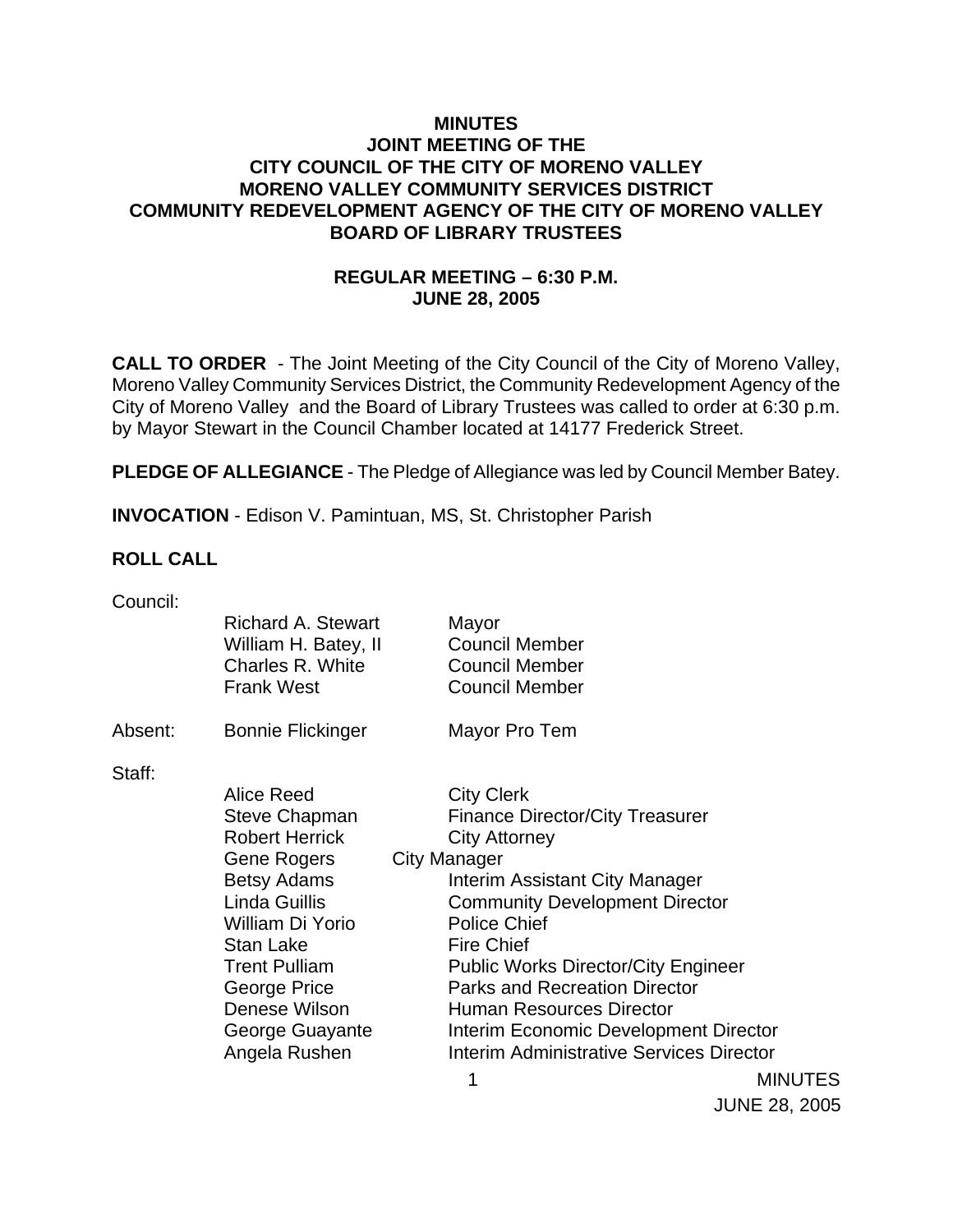# MINUTES
# JOINT MEETING OF THE CITY COUNCIL OF THE CITY OF MORENO VALLEY MORENO VALLEY COMMUNITY SERVICES DISTRICT COMMUNITY REDEVELOPMENT AGENCY OF THE CITY OF MORENO VALLEY BOARD OF LIBRARY TRUSTEES

## REGULAR MEETING – 6:30 P.M.
## JUNE 28, 2005

**CALL TO ORDER** - The Joint Meeting of the City Council of the City of Moreno Valley, Moreno Valley Community Services District, the Community Redevelopment Agency of the City of Moreno Valley and the Board of Library Trustees was called to order at 6:30 p.m. by Mayor Stewart in the Council Chamber located at 14177 Frederick Street.

**PLEDGE OF ALLEGIANCE** - The Pledge of Allegiance was led by Council Member Batey.

**INVOCATION** - Edison V. Pamintuan, MS, St. Christopher Parish

**ROLL CALL**

Council:

| | | |
|---|---|---|
| | Richard A. Stewart | Mayor |
| | William H. Batey, II | Council Member |
| | Charles R. White | Council Member |
| | Frank West | Council Member |
| Absent: | Bonnie Flickinger | Mayor Pro Tem |

Staff:

| | | |
|---|---|---|
| | Alice Reed | City Clerk |
| | Steve Chapman | Finance Director/City Treasurer |
| | Robert Herrick | City Attorney |
| | Gene Rogers | City Manager |
| | Betsy Adams | Interim Assistant City Manager |
| | Linda Guillis | Community Development Director |
| | William Di Yorio | Police Chief |
| | Stan Lake | Fire Chief |
| | Trent Pulliam | Public Works Director/City Engineer |
| | George Price | Parks and Recreation Director |
| | Denese Wilson | Human Resources Director |
| | George Guayante | Interim Economic Development Director |
| | Angela Rushen | Interim Administrative Services Director |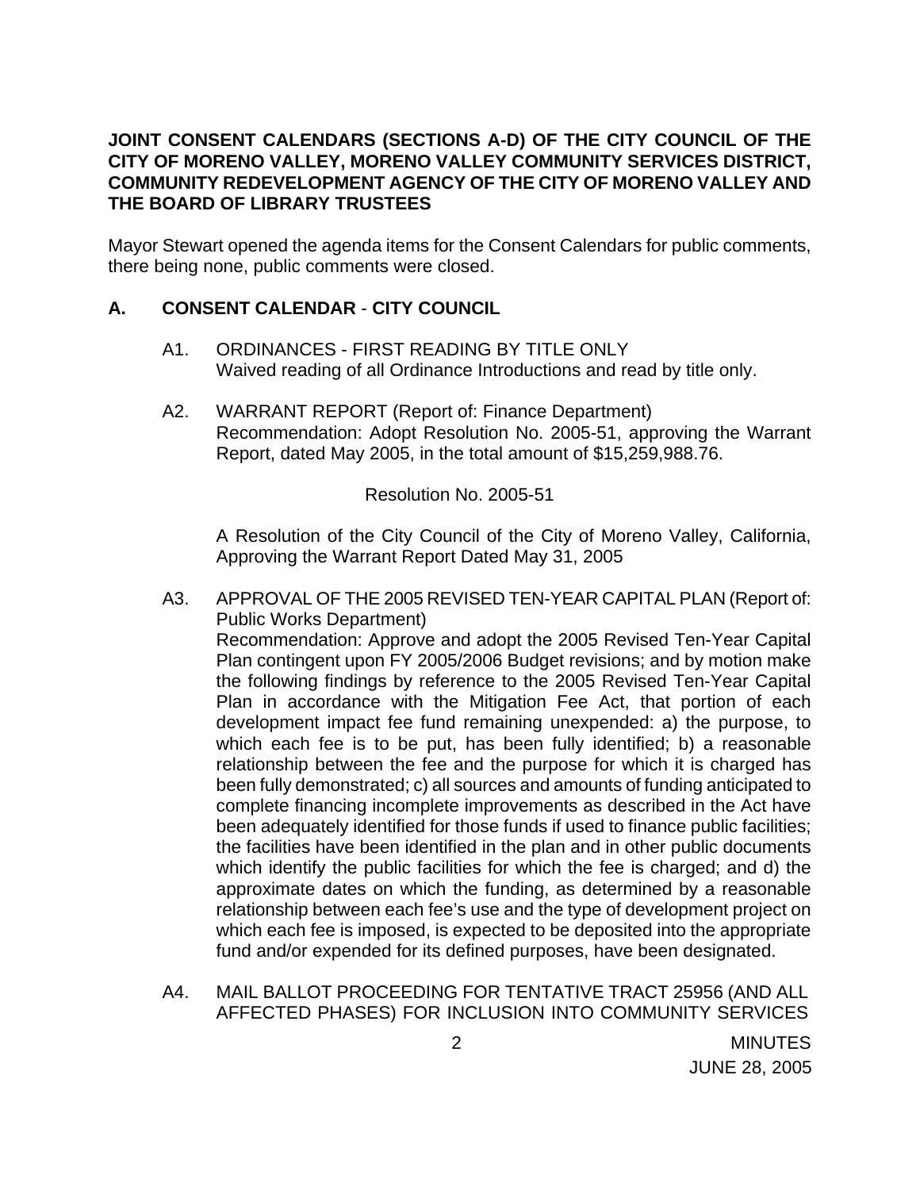**JOINT CONSENT CALENDARS (SECTIONS A-D) OF THE CITY COUNCIL OF THE CITY OF MORENO VALLEY, MORENO VALLEY COMMUNITY SERVICES DISTRICT, COMMUNITY REDEVELOPMENT AGENCY OF THE CITY OF MORENO VALLEY AND THE BOARD OF LIBRARY TRUSTEES**

Mayor Stewart opened the agenda items for the Consent Calendars for public comments, there being none, public comments were closed.

## A. CONSENT CALENDAR - CITY COUNCIL

A1. ORDINANCES - FIRST READING BY TITLE ONLY
Waived reading of all Ordinance Introductions and read by title only.

A2. WARRANT REPORT (Report of: Finance Department)
Recommendation: Adopt Resolution No. 2005-51, approving the Warrant Report, dated May 2005, in the total amount of $15,259,988.76.

Resolution No. 2005-51

A Resolution of the City Council of the City of Moreno Valley, California, Approving the Warrant Report Dated May 31, 2005

A3. APPROVAL OF THE 2005 REVISED TEN-YEAR CAPITAL PLAN (Report of: Public Works Department)
Recommendation: Approve and adopt the 2005 Revised Ten-Year Capital Plan contingent upon FY 2005/2006 Budget revisions; and by motion make the following findings by reference to the 2005 Revised Ten-Year Capital Plan in accordance with the Mitigation Fee Act, that portion of each development impact fee fund remaining unexpended: a) the purpose, to which each fee is to be put, has been fully identified; b) a reasonable relationship between the fee and the purpose for which it is charged has been fully demonstrated; c) all sources and amounts of funding anticipated to complete financing incomplete improvements as described in the Act have been adequately identified for those funds if used to finance public facilities; the facilities have been identified in the plan and in other public documents which identify the public facilities for which the fee is charged; and d) the approximate dates on which the funding, as determined by a reasonable relationship between each fee's use and the type of development project on which each fee is imposed, is expected to be deposited into the appropriate fund and/or expended for its defined purposes, have been designated.

A4. MAIL BALLOT PROCEEDING FOR TENTATIVE TRACT 25956 (AND ALL AFFECTED PHASES) FOR INCLUSION INTO COMMUNITY SERVICES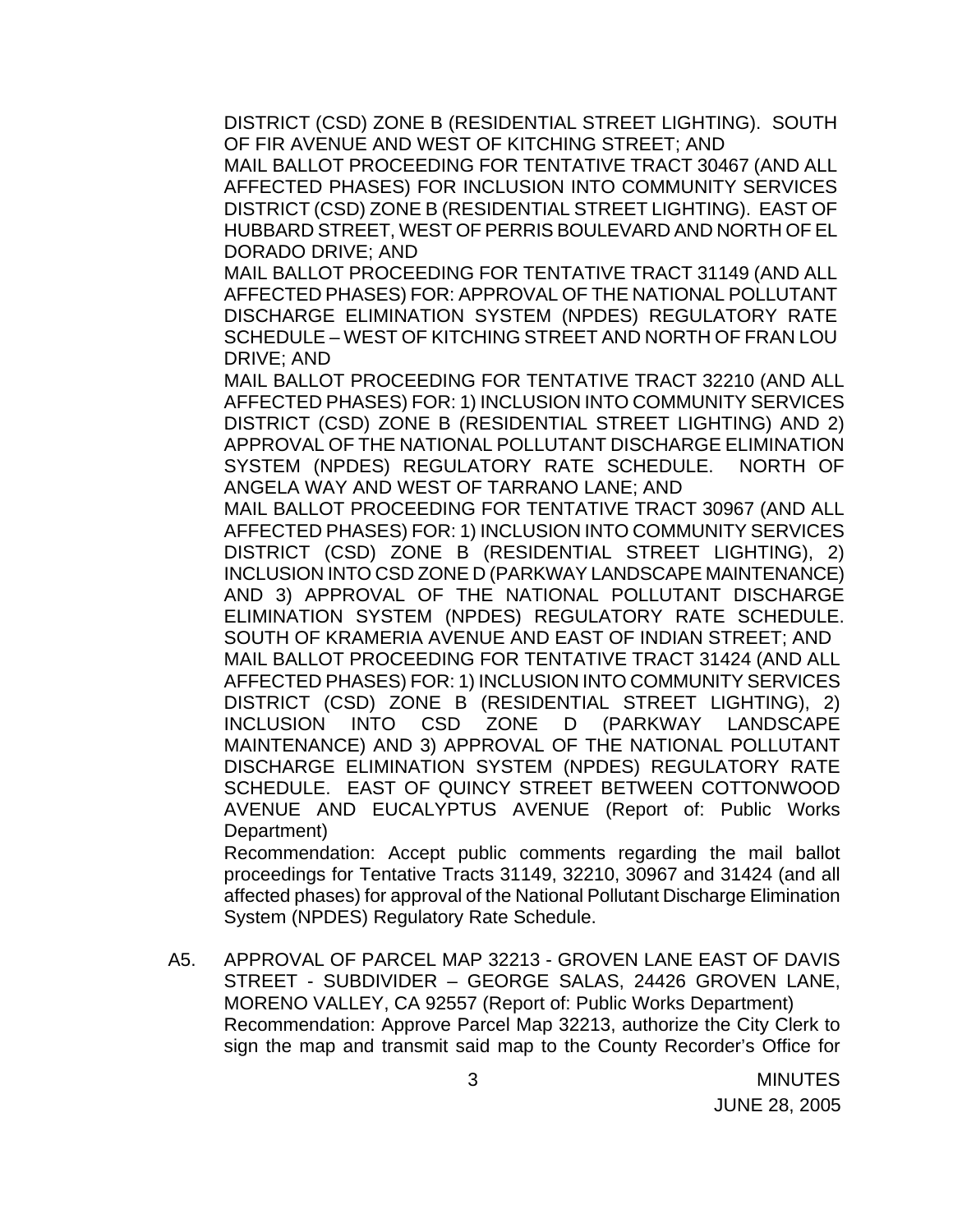DISTRICT (CSD) ZONE B (RESIDENTIAL STREET LIGHTING). SOUTH OF FIR AVENUE AND WEST OF KITCHING STREET; AND

MAIL BALLOT PROCEEDING FOR TENTATIVE TRACT 30467 (AND ALL AFFECTED PHASES) FOR INCLUSION INTO COMMUNITY SERVICES DISTRICT (CSD) ZONE B (RESIDENTIAL STREET LIGHTING). EAST OF HUBBARD STREET, WEST OF PERRIS BOULEVARD AND NORTH OF EL DORADO DRIVE; AND

MAIL BALLOT PROCEEDING FOR TENTATIVE TRACT 31149 (AND ALL AFFECTED PHASES) FOR: APPROVAL OF THE NATIONAL POLLUTANT DISCHARGE ELIMINATION SYSTEM (NPDES) REGULATORY RATE SCHEDULE – WEST OF KITCHING STREET AND NORTH OF FRAN LOU DRIVE; AND

MAIL BALLOT PROCEEDING FOR TENTATIVE TRACT 32210 (AND ALL AFFECTED PHASES) FOR: 1) INCLUSION INTO COMMUNITY SERVICES DISTRICT (CSD) ZONE B (RESIDENTIAL STREET LIGHTING) AND 2) APPROVAL OF THE NATIONAL POLLUTANT DISCHARGE ELIMINATION SYSTEM (NPDES) REGULATORY RATE SCHEDULE. NORTH OF ANGELA WAY AND WEST OF TARRANO LANE; AND

MAIL BALLOT PROCEEDING FOR TENTATIVE TRACT 30967 (AND ALL AFFECTED PHASES) FOR: 1) INCLUSION INTO COMMUNITY SERVICES DISTRICT (CSD) ZONE B (RESIDENTIAL STREET LIGHTING), 2) INCLUSION INTO CSD ZONE D (PARKWAY LANDSCAPE MAINTENANCE) AND 3) APPROVAL OF THE NATIONAL POLLUTANT DISCHARGE ELIMINATION SYSTEM (NPDES) REGULATORY RATE SCHEDULE. SOUTH OF KRAMERIA AVENUE AND EAST OF INDIAN STREET; AND

MAIL BALLOT PROCEEDING FOR TENTATIVE TRACT 31424 (AND ALL AFFECTED PHASES) FOR: 1) INCLUSION INTO COMMUNITY SERVICES DISTRICT (CSD) ZONE B (RESIDENTIAL STREET LIGHTING), 2) INCLUSION INTO CSD ZONE D (PARKWAY LANDSCAPE MAINTENANCE) AND 3) APPROVAL OF THE NATIONAL POLLUTANT DISCHARGE ELIMINATION SYSTEM (NPDES) REGULATORY RATE SCHEDULE. EAST OF QUINCY STREET BETWEEN COTTONWOOD AVENUE AND EUCALYPTUS AVENUE (Report of: Public Works Department)

Recommendation: Accept public comments regarding the mail ballot proceedings for Tentative Tracts 31149, 32210, 30967 and 31424 (and all affected phases) for approval of the National Pollutant Discharge Elimination System (NPDES) Regulatory Rate Schedule.

A5. APPROVAL OF PARCEL MAP 32213 - GROVEN LANE EAST OF DAVIS STREET - SUBDIVIDER – GEORGE SALAS, 24426 GROVEN LANE, MORENO VALLEY, CA 92557 (Report of: Public Works Department)

Recommendation: Approve Parcel Map 32213, authorize the City Clerk to sign the map and transmit said map to the County Recorder's Office for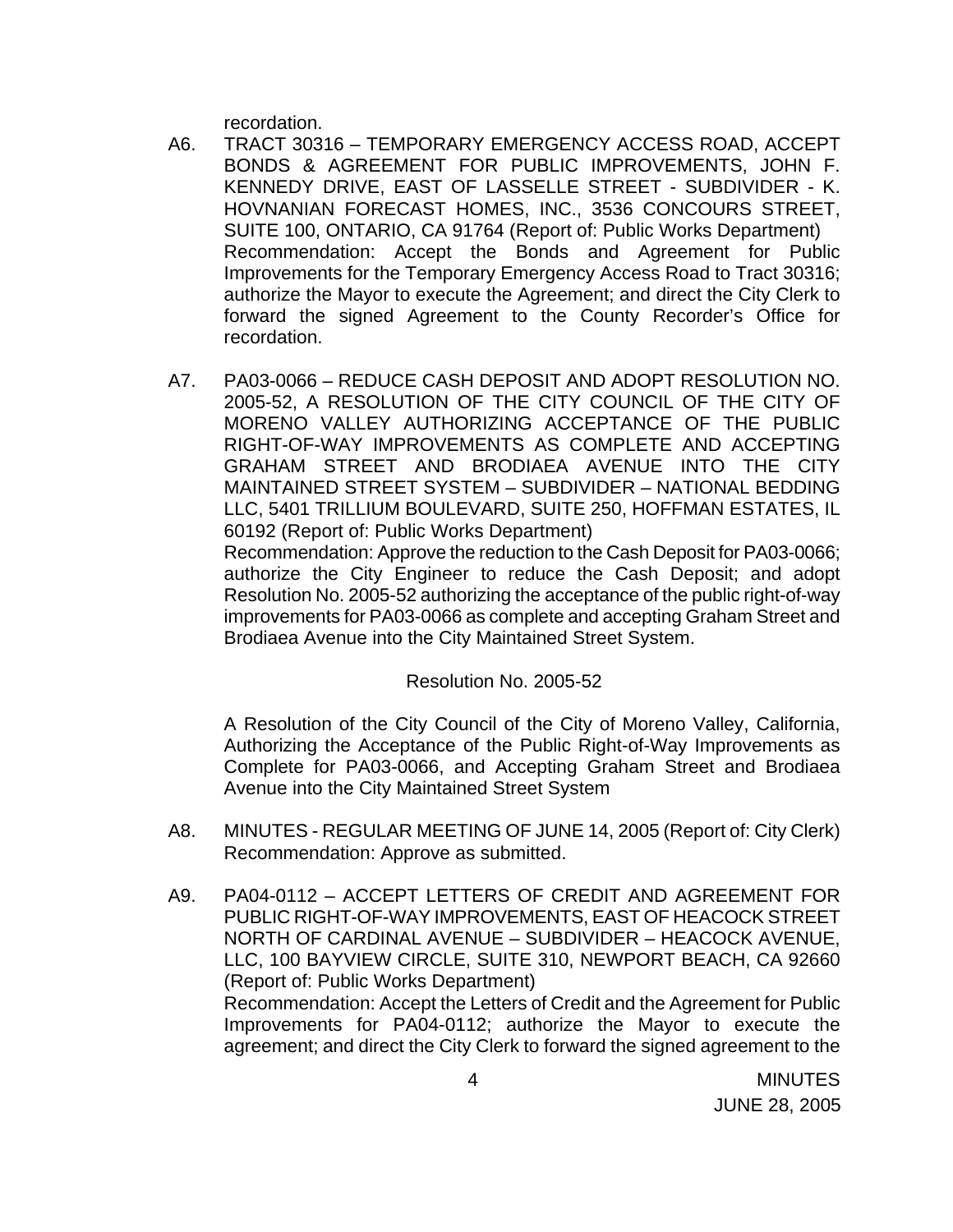recordation.

A6. TRACT 30316 – TEMPORARY EMERGENCY ACCESS ROAD, ACCEPT BONDS & AGREEMENT FOR PUBLIC IMPROVEMENTS, JOHN F. KENNEDY DRIVE, EAST OF LASSELLE STREET - SUBDIVIDER - K. HOVNANIAN FORECAST HOMES, INC., 3536 CONCOURS STREET, SUITE 100, ONTARIO, CA 91764 (Report of: Public Works Department)
Recommendation: Accept the Bonds and Agreement for Public Improvements for the Temporary Emergency Access Road to Tract 30316; authorize the Mayor to execute the Agreement; and direct the City Clerk to forward the signed Agreement to the County Recorder's Office for recordation.

A7. PA03-0066 – REDUCE CASH DEPOSIT AND ADOPT RESOLUTION NO. 2005-52, A RESOLUTION OF THE CITY COUNCIL OF THE CITY OF MORENO VALLEY AUTHORIZING ACCEPTANCE OF THE PUBLIC RIGHT-OF-WAY IMPROVEMENTS AS COMPLETE AND ACCEPTING GRAHAM STREET AND BRODIAEA AVENUE INTO THE CITY MAINTAINED STREET SYSTEM – SUBDIVIDER – NATIONAL BEDDING LLC, 5401 TRILLIUM BOULEVARD, SUITE 250, HOFFMAN ESTATES, IL 60192 (Report of: Public Works Department)
Recommendation: Approve the reduction to the Cash Deposit for PA03-0066; authorize the City Engineer to reduce the Cash Deposit; and adopt Resolution No. 2005-52 authorizing the acceptance of the public right-of-way improvements for PA03-0066 as complete and accepting Graham Street and Brodiaea Avenue into the City Maintained Street System.

Resolution No. 2005-52

A Resolution of the City Council of the City of Moreno Valley, California, Authorizing the Acceptance of the Public Right-of-Way Improvements as Complete for PA03-0066, and Accepting Graham Street and Brodiaea Avenue into the City Maintained Street System

A8. MINUTES - REGULAR MEETING OF JUNE 14, 2005 (Report of: City Clerk)
Recommendation: Approve as submitted.

A9. PA04-0112 – ACCEPT LETTERS OF CREDIT AND AGREEMENT FOR PUBLIC RIGHT-OF-WAY IMPROVEMENTS, EAST OF HEACOCK STREET NORTH OF CARDINAL AVENUE – SUBDIVIDER – HEACOCK AVENUE, LLC, 100 BAYVIEW CIRCLE, SUITE 310, NEWPORT BEACH, CA 92660 (Report of: Public Works Department)
Recommendation: Accept the Letters of Credit and the Agreement for Public Improvements for PA04-0112; authorize the Mayor to execute the agreement; and direct the City Clerk to forward the signed agreement to the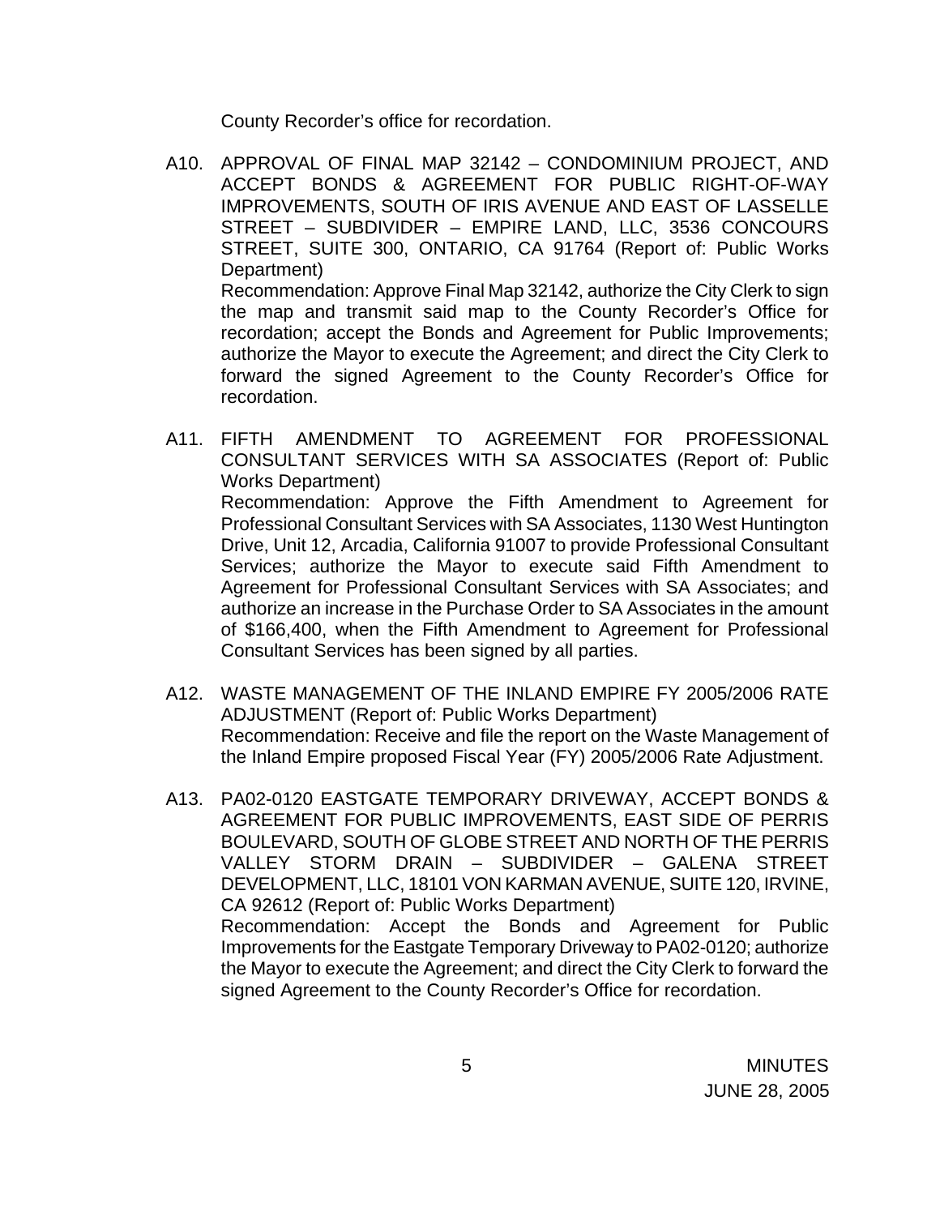County Recorder's office for recordation.

A10. APPROVAL OF FINAL MAP 32142 – CONDOMINIUM PROJECT, AND ACCEPT BONDS & AGREEMENT FOR PUBLIC RIGHT-OF-WAY IMPROVEMENTS, SOUTH OF IRIS AVENUE AND EAST OF LASSELLE STREET – SUBDIVIDER – EMPIRE LAND, LLC, 3536 CONCOURS STREET, SUITE 300, ONTARIO, CA 91764 (Report of: Public Works Department)
Recommendation: Approve Final Map 32142, authorize the City Clerk to sign the map and transmit said map to the County Recorder's Office for recordation; accept the Bonds and Agreement for Public Improvements; authorize the Mayor to execute the Agreement; and direct the City Clerk to forward the signed Agreement to the County Recorder's Office for recordation.

A11. FIFTH AMENDMENT TO AGREEMENT FOR PROFESSIONAL CONSULTANT SERVICES WITH SA ASSOCIATES (Report of: Public Works Department)
Recommendation: Approve the Fifth Amendment to Agreement for Professional Consultant Services with SA Associates, 1130 West Huntington Drive, Unit 12, Arcadia, California 91007 to provide Professional Consultant Services; authorize the Mayor to execute said Fifth Amendment to Agreement for Professional Consultant Services with SA Associates; and authorize an increase in the Purchase Order to SA Associates in the amount of $166,400, when the Fifth Amendment to Agreement for Professional Consultant Services has been signed by all parties.

A12. WASTE MANAGEMENT OF THE INLAND EMPIRE FY 2005/2006 RATE ADJUSTMENT (Report of: Public Works Department)
Recommendation: Receive and file the report on the Waste Management of the Inland Empire proposed Fiscal Year (FY) 2005/2006 Rate Adjustment.

A13. PA02-0120 EASTGATE TEMPORARY DRIVEWAY, ACCEPT BONDS & AGREEMENT FOR PUBLIC IMPROVEMENTS, EAST SIDE OF PERRIS BOULEVARD, SOUTH OF GLOBE STREET AND NORTH OF THE PERRIS VALLEY STORM DRAIN – SUBDIVIDER – GALENA STREET DEVELOPMENT, LLC, 18101 VON KARMAN AVENUE, SUITE 120, IRVINE, CA 92612 (Report of: Public Works Department)
Recommendation: Accept the Bonds and Agreement for Public Improvements for the Eastgate Temporary Driveway to PA02-0120; authorize the Mayor to execute the Agreement; and direct the City Clerk to forward the signed Agreement to the County Recorder's Office for recordation.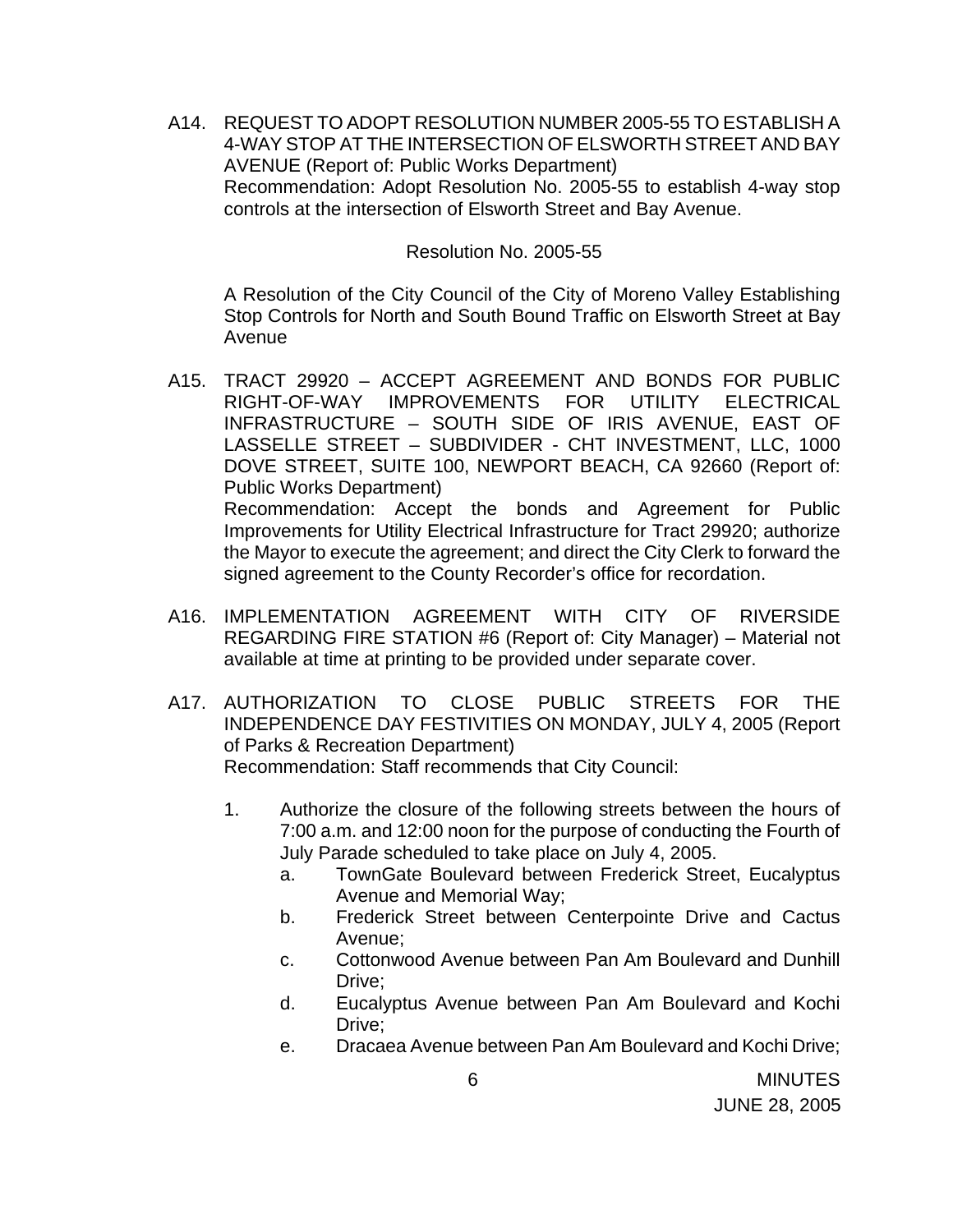A14. REQUEST TO ADOPT RESOLUTION NUMBER 2005-55 TO ESTABLISH A 4-WAY STOP AT THE INTERSECTION OF ELSWORTH STREET AND BAY AVENUE (Report of: Public Works Department)
Recommendation: Adopt Resolution No. 2005-55 to establish 4-way stop controls at the intersection of Elsworth Street and Bay Avenue.

Resolution No. 2005-55

A Resolution of the City Council of the City of Moreno Valley Establishing Stop Controls for North and South Bound Traffic on Elsworth Street at Bay Avenue

A15. TRACT 29920 – ACCEPT AGREEMENT AND BONDS FOR PUBLIC RIGHT-OF-WAY IMPROVEMENTS FOR UTILITY ELECTRICAL INFRASTRUCTURE – SOUTH SIDE OF IRIS AVENUE, EAST OF LASSELLE STREET – SUBDIVIDER - CHT INVESTMENT, LLC, 1000 DOVE STREET, SUITE 100, NEWPORT BEACH, CA 92660 (Report of: Public Works Department)
Recommendation: Accept the bonds and Agreement for Public Improvements for Utility Electrical Infrastructure for Tract 29920; authorize the Mayor to execute the agreement; and direct the City Clerk to forward the signed agreement to the County Recorder's office for recordation.

A16. IMPLEMENTATION AGREEMENT WITH CITY OF RIVERSIDE REGARDING FIRE STATION #6 (Report of: City Manager) – Material not available at time at printing to be provided under separate cover.

A17. AUTHORIZATION TO CLOSE PUBLIC STREETS FOR THE INDEPENDENCE DAY FESTIVITIES ON MONDAY, JULY 4, 2005 (Report of Parks & Recreation Department)
Recommendation: Staff recommends that City Council:

1. Authorize the closure of the following streets between the hours of 7:00 a.m. and 12:00 noon for the purpose of conducting the Fourth of July Parade scheduled to take place on July 4, 2005.
    a. TownGate Boulevard between Frederick Street, Eucalyptus Avenue and Memorial Way;
    b. Frederick Street between Centerpointe Drive and Cactus Avenue;
    c. Cottonwood Avenue between Pan Am Boulevard and Dunhill Drive;
    d. Eucalyptus Avenue between Pan Am Boulevard and Kochi Drive;
    e. Dracaea Avenue between Pan Am Boulevard and Kochi Drive;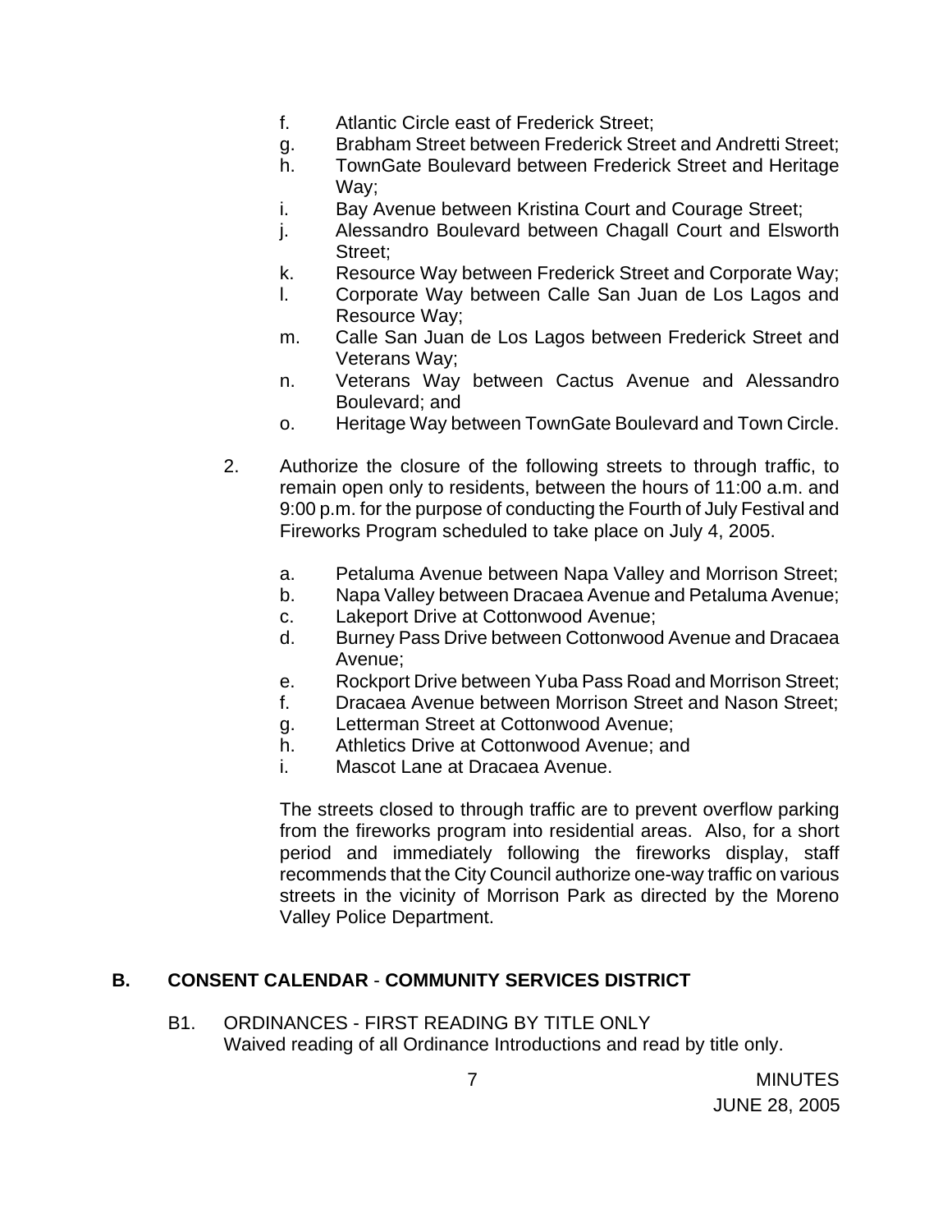f. Atlantic Circle east of Frederick Street;
g. Brabham Street between Frederick Street and Andretti Street;
h. TownGate Boulevard between Frederick Street and Heritage Way;
i. Bay Avenue between Kristina Court and Courage Street;
j. Alessandro Boulevard between Chagall Court and Elsworth Street;
k. Resource Way between Frederick Street and Corporate Way;
l. Corporate Way between Calle San Juan de Los Lagos and Resource Way;
m. Calle San Juan de Los Lagos between Frederick Street and Veterans Way;
n. Veterans Way between Cactus Avenue and Alessandro Boulevard; and
o. Heritage Way between TownGate Boulevard and Town Circle.

2. Authorize the closure of the following streets to through traffic, to remain open only to residents, between the hours of 11:00 a.m. and 9:00 p.m. for the purpose of conducting the Fourth of July Festival and Fireworks Program scheduled to take place on July 4, 2005.

   a. Petaluma Avenue between Napa Valley and Morrison Street;
   b. Napa Valley between Dracaea Avenue and Petaluma Avenue;
   c. Lakeport Drive at Cottonwood Avenue;
   d. Burney Pass Drive between Cottonwood Avenue and Dracaea Avenue;
   e. Rockport Drive between Yuba Pass Road and Morrison Street;
   f. Dracaea Avenue between Morrison Street and Nason Street;
   g. Letterman Street at Cottonwood Avenue;
   h. Athletics Drive at Cottonwood Avenue; and
   i. Mascot Lane at Dracaea Avenue.

   The streets closed to through traffic are to prevent overflow parking from the fireworks program into residential areas. Also, for a short period and immediately following the fireworks display, staff recommends that the City Council authorize one-way traffic on various streets in the vicinity of Morrison Park as directed by the Moreno Valley Police Department.

## B. CONSENT CALENDAR - COMMUNITY SERVICES DISTRICT

B1. ORDINANCES - FIRST READING BY TITLE ONLY
Waived reading of all Ordinance Introductions and read by title only.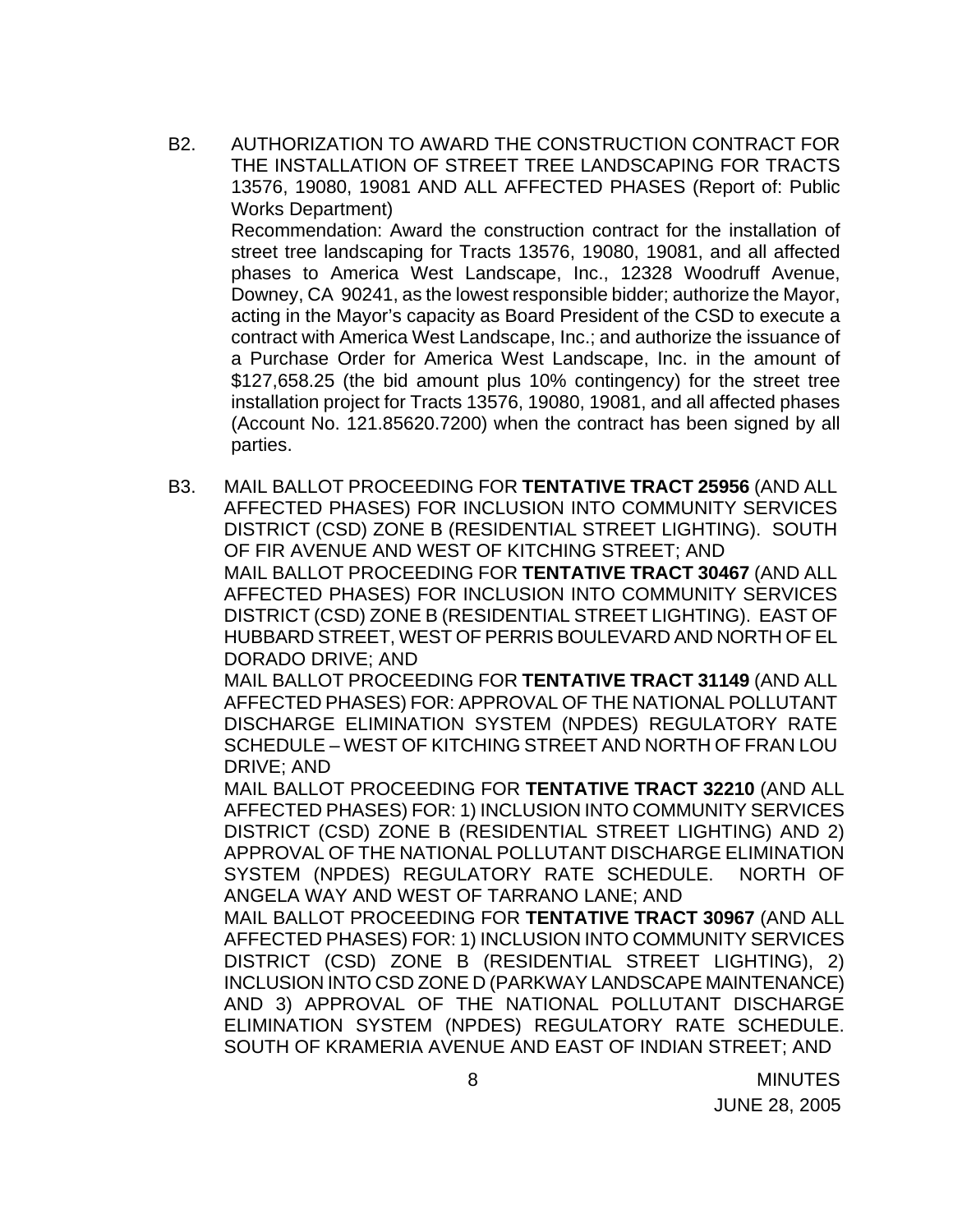B2. AUTHORIZATION TO AWARD THE CONSTRUCTION CONTRACT FOR THE INSTALLATION OF STREET TREE LANDSCAPING FOR TRACTS 13576, 19080, 19081 AND ALL AFFECTED PHASES (Report of: Public Works Department)

Recommendation: Award the construction contract for the installation of street tree landscaping for Tracts 13576, 19080, 19081, and all affected phases to America West Landscape, Inc., 12328 Woodruff Avenue, Downey, CA 90241, as the lowest responsible bidder; authorize the Mayor, acting in the Mayor's capacity as Board President of the CSD to execute a contract with America West Landscape, Inc.; and authorize the issuance of a Purchase Order for America West Landscape, Inc. in the amount of $127,658.25 (the bid amount plus 10% contingency) for the street tree installation project for Tracts 13576, 19080, 19081, and all affected phases (Account No. 121.85620.7200) when the contract has been signed by all parties.

B3. MAIL BALLOT PROCEEDING FOR **TENTATIVE TRACT 25956** (AND ALL AFFECTED PHASES) FOR INCLUSION INTO COMMUNITY SERVICES DISTRICT (CSD) ZONE B (RESIDENTIAL STREET LIGHTING). SOUTH OF FIR AVENUE AND WEST OF KITCHING STREET; AND

MAIL BALLOT PROCEEDING FOR **TENTATIVE TRACT 30467** (AND ALL AFFECTED PHASES) FOR INCLUSION INTO COMMUNITY SERVICES DISTRICT (CSD) ZONE B (RESIDENTIAL STREET LIGHTING). EAST OF HUBBARD STREET, WEST OF PERRIS BOULEVARD AND NORTH OF EL DORADO DRIVE; AND

MAIL BALLOT PROCEEDING FOR **TENTATIVE TRACT 31149** (AND ALL AFFECTED PHASES) FOR: APPROVAL OF THE NATIONAL POLLUTANT DISCHARGE ELIMINATION SYSTEM (NPDES) REGULATORY RATE SCHEDULE – WEST OF KITCHING STREET AND NORTH OF FRAN LOU DRIVE; AND

MAIL BALLOT PROCEEDING FOR **TENTATIVE TRACT 32210** (AND ALL AFFECTED PHASES) FOR: 1) INCLUSION INTO COMMUNITY SERVICES DISTRICT (CSD) ZONE B (RESIDENTIAL STREET LIGHTING) AND 2) APPROVAL OF THE NATIONAL POLLUTANT DISCHARGE ELIMINATION SYSTEM (NPDES) REGULATORY RATE SCHEDULE. NORTH OF ANGELA WAY AND WEST OF TARRANO LANE; AND

MAIL BALLOT PROCEEDING FOR **TENTATIVE TRACT 30967** (AND ALL AFFECTED PHASES) FOR: 1) INCLUSION INTO COMMUNITY SERVICES DISTRICT (CSD) ZONE B (RESIDENTIAL STREET LIGHTING), 2) INCLUSION INTO CSD ZONE D (PARKWAY LANDSCAPE MAINTENANCE) AND 3) APPROVAL OF THE NATIONAL POLLUTANT DISCHARGE ELIMINATION SYSTEM (NPDES) REGULATORY RATE SCHEDULE. SOUTH OF KRAMERIA AVENUE AND EAST OF INDIAN STREET; AND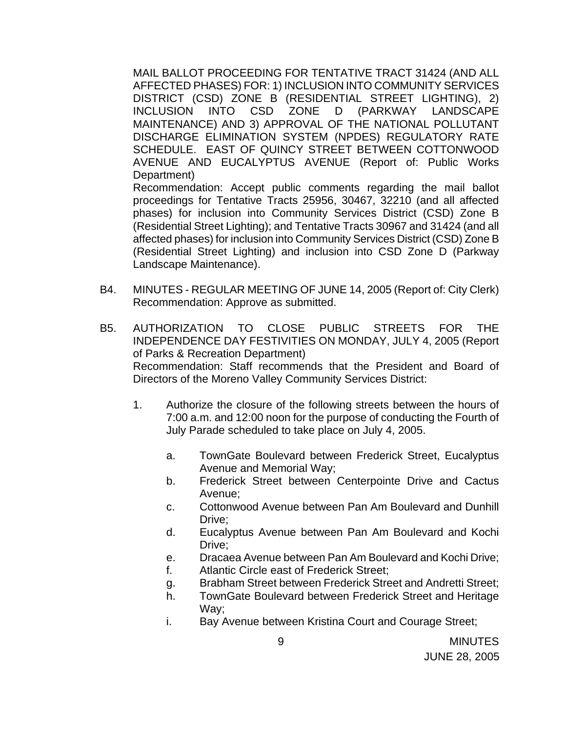MAIL BALLOT PROCEEDING FOR TENTATIVE TRACT 31424 (AND ALL AFFECTED PHASES) FOR: 1) INCLUSION INTO COMMUNITY SERVICES DISTRICT (CSD) ZONE B (RESIDENTIAL STREET LIGHTING), 2) INCLUSION INTO CSD ZONE D (PARKWAY LANDSCAPE MAINTENANCE) AND 3) APPROVAL OF THE NATIONAL POLLUTANT DISCHARGE ELIMINATION SYSTEM (NPDES) REGULATORY RATE SCHEDULE. EAST OF QUINCY STREET BETWEEN COTTONWOOD AVENUE AND EUCALYPTUS AVENUE (Report of: Public Works Department)

Recommendation: Accept public comments regarding the mail ballot proceedings for Tentative Tracts 25956, 30467, 32210 (and all affected phases) for inclusion into Community Services District (CSD) Zone B (Residential Street Lighting); and Tentative Tracts 30967 and 31424 (and all affected phases) for inclusion into Community Services District (CSD) Zone B (Residential Street Lighting) and inclusion into CSD Zone D (Parkway Landscape Maintenance).

B4. MINUTES - REGULAR MEETING OF JUNE 14, 2005 (Report of: City Clerk)
Recommendation: Approve as submitted.

B5. AUTHORIZATION TO CLOSE PUBLIC STREETS FOR THE INDEPENDENCE DAY FESTIVITIES ON MONDAY, JULY 4, 2005 (Report of Parks & Recreation Department)
Recommendation: Staff recommends that the President and Board of Directors of the Moreno Valley Community Services District:

1. Authorize the closure of the following streets between the hours of 7:00 a.m. and 12:00 noon for the purpose of conducting the Fourth of July Parade scheduled to take place on July 4, 2005.

   a. TownGate Boulevard between Frederick Street, Eucalyptus Avenue and Memorial Way;
   b. Frederick Street between Centerpointe Drive and Cactus Avenue;
   c. Cottonwood Avenue between Pan Am Boulevard and Dunhill Drive;
   d. Eucalyptus Avenue between Pan Am Boulevard and Kochi Drive;
   e. Dracaea Avenue between Pan Am Boulevard and Kochi Drive;
   f. Atlantic Circle east of Frederick Street;
   g. Brabham Street between Frederick Street and Andretti Street;
   h. TownGate Boulevard between Frederick Street and Heritage Way;
   i. Bay Avenue between Kristina Court and Courage Street;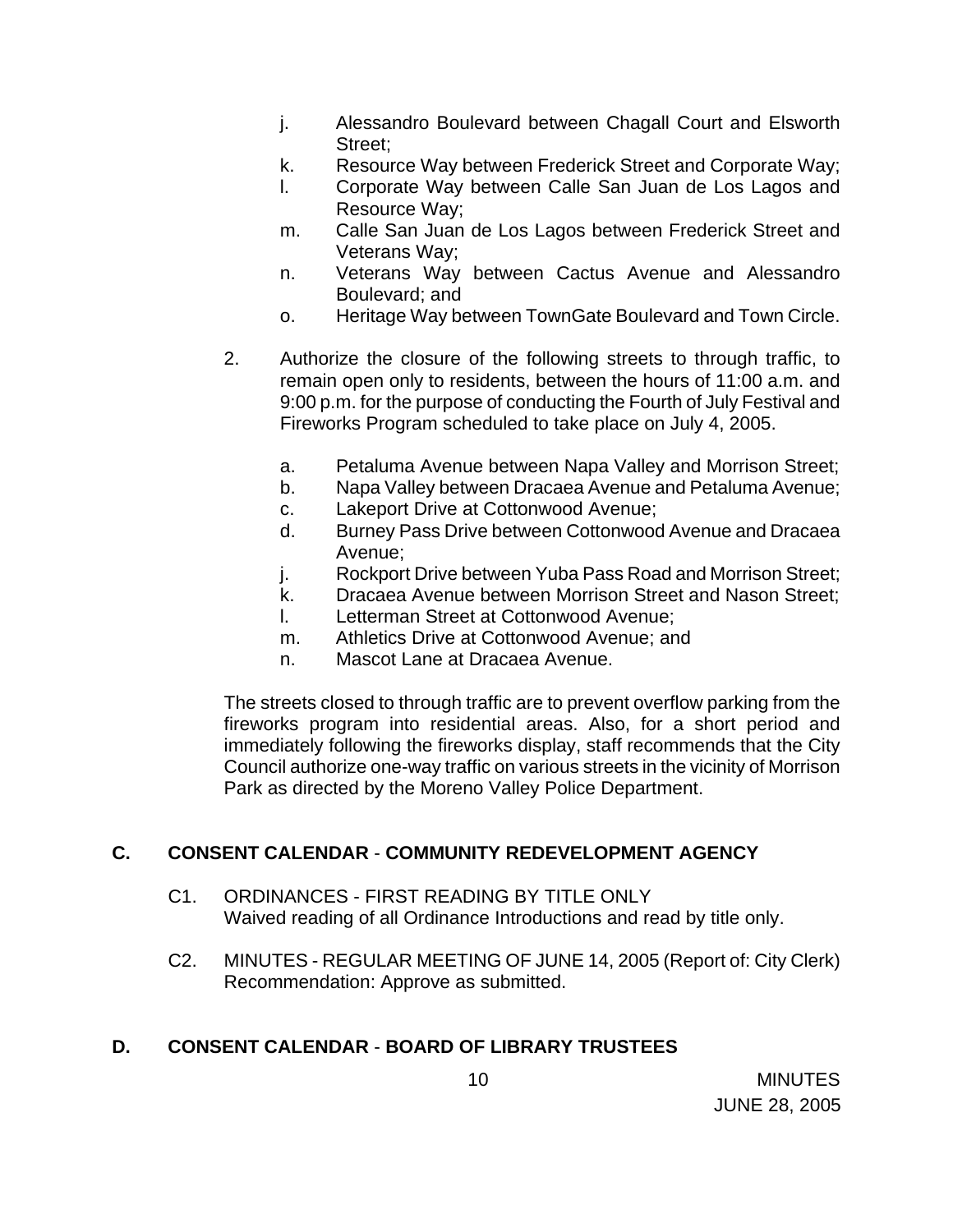j. Alessandro Boulevard between Chagall Court and Elsworth Street;
k. Resource Way between Frederick Street and Corporate Way;
l. Corporate Way between Calle San Juan de Los Lagos and Resource Way;
m. Calle San Juan de Los Lagos between Frederick Street and Veterans Way;
n. Veterans Way between Cactus Avenue and Alessandro Boulevard; and
o. Heritage Way between TownGate Boulevard and Town Circle.

2. Authorize the closure of the following streets to through traffic, to remain open only to residents, between the hours of 11:00 a.m. and 9:00 p.m. for the purpose of conducting the Fourth of July Festival and Fireworks Program scheduled to take place on July 4, 2005.

   a. Petaluma Avenue between Napa Valley and Morrison Street;
   b. Napa Valley between Dracaea Avenue and Petaluma Avenue;
   c. Lakeport Drive at Cottonwood Avenue;
   d. Burney Pass Drive between Cottonwood Avenue and Dracaea Avenue;
   j. Rockport Drive between Yuba Pass Road and Morrison Street;
   k. Dracaea Avenue between Morrison Street and Nason Street;
   l. Letterman Street at Cottonwood Avenue;
   m. Athletics Drive at Cottonwood Avenue; and
   n. Mascot Lane at Dracaea Avenue.

The streets closed to through traffic are to prevent overflow parking from the fireworks program into residential areas. Also, for a short period and immediately following the fireworks display, staff recommends that the City Council authorize one-way traffic on various streets in the vicinity of Morrison Park as directed by the Moreno Valley Police Department.

## C. CONSENT CALENDAR - COMMUNITY REDEVELOPMENT AGENCY

C1. ORDINANCES - FIRST READING BY TITLE ONLY
Waived reading of all Ordinance Introductions and read by title only.

C2. MINUTES - REGULAR MEETING OF JUNE 14, 2005 (Report of: City Clerk)
Recommendation: Approve as submitted.

## D. CONSENT CALENDAR - BOARD OF LIBRARY TRUSTEES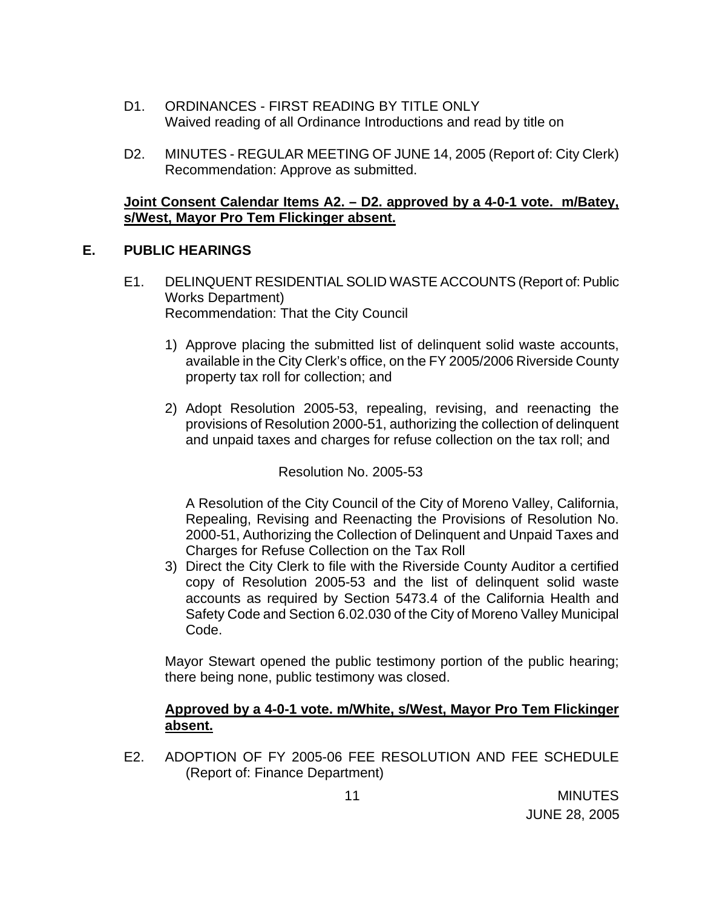D1. ORDINANCES - FIRST READING BY TITLE ONLY
Waived reading of all Ordinance Introductions and read by title on

D2. MINUTES - REGULAR MEETING OF JUNE 14, 2005 (Report of: City Clerk)
Recommendation: Approve as submitted.

**Joint Consent Calendar Items A2. – D2. approved by a 4-0-1 vote. m/Batey, s/West, Mayor Pro Tem Flickinger absent.**

## E. PUBLIC HEARINGS

E1. DELINQUENT RESIDENTIAL SOLID WASTE ACCOUNTS (Report of: Public Works Department)
Recommendation: That the City Council

1) Approve placing the submitted list of delinquent solid waste accounts, available in the City Clerk's office, on the FY 2005/2006 Riverside County property tax roll for collection; and

2) Adopt Resolution 2005-53, repealing, revising, and reenacting the provisions of Resolution 2000-51, authorizing the collection of delinquent and unpaid taxes and charges for refuse collection on the tax roll; and

Resolution No. 2005-53

A Resolution of the City Council of the City of Moreno Valley, California, Repealing, Revising and Reenacting the Provisions of Resolution No. 2000-51, Authorizing the Collection of Delinquent and Unpaid Taxes and Charges for Refuse Collection on the Tax Roll

3) Direct the City Clerk to file with the Riverside County Auditor a certified copy of Resolution 2005-53 and the list of delinquent solid waste accounts as required by Section 5473.4 of the California Health and Safety Code and Section 6.02.030 of the City of Moreno Valley Municipal Code.

Mayor Stewart opened the public testimony portion of the public hearing; there being none, public testimony was closed.

**Approved by a 4-0-1 vote. m/White, s/West, Mayor Pro Tem Flickinger absent.**

E2. ADOPTION OF FY 2005-06 FEE RESOLUTION AND FEE SCHEDULE (Report of: Finance Department)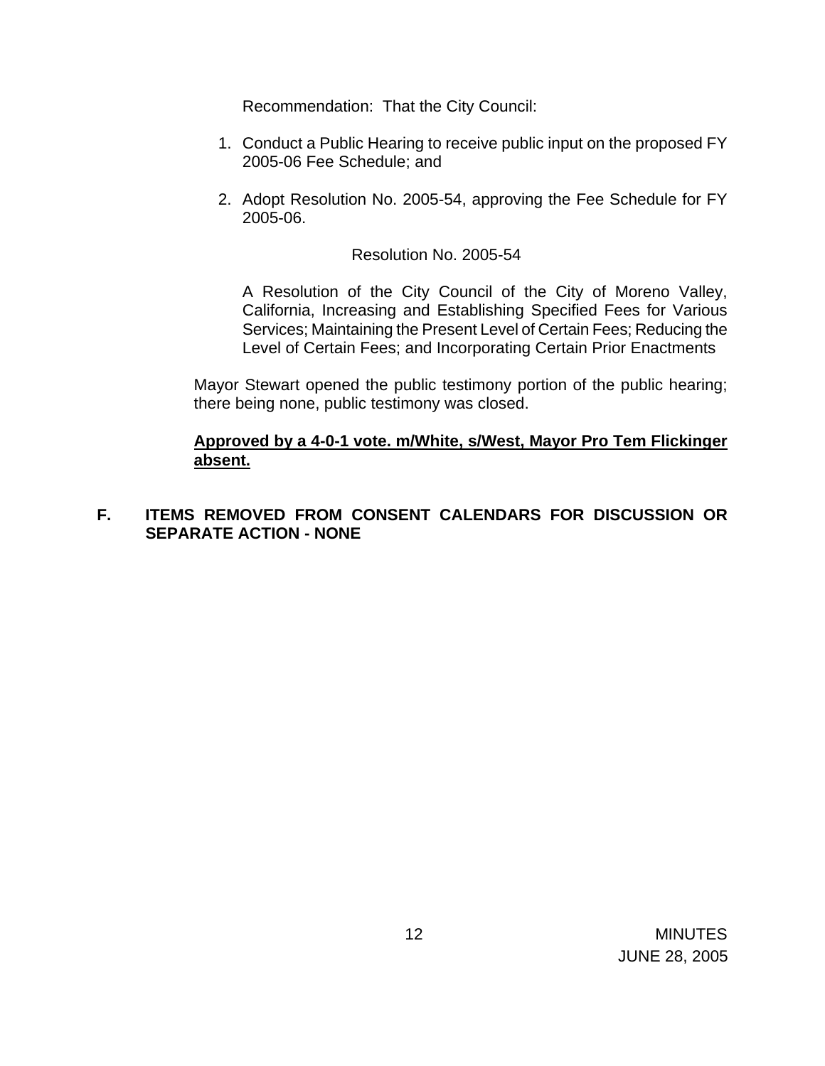Recommendation: That the City Council:

1. Conduct a Public Hearing to receive public input on the proposed FY 2005-06 Fee Schedule; and

2. Adopt Resolution No. 2005-54, approving the Fee Schedule for FY 2005-06.

Resolution No. 2005-54

A Resolution of the City Council of the City of Moreno Valley, California, Increasing and Establishing Specified Fees for Various Services; Maintaining the Present Level of Certain Fees; Reducing the Level of Certain Fees; and Incorporating Certain Prior Enactments

Mayor Stewart opened the public testimony portion of the public hearing; there being none, public testimony was closed.

**Approved by a 4-0-1 vote. m/White, s/West, Mayor Pro Tem Flickinger absent.**

**F. ITEMS REMOVED FROM CONSENT CALENDARS FOR DISCUSSION OR SEPARATE ACTION - NONE**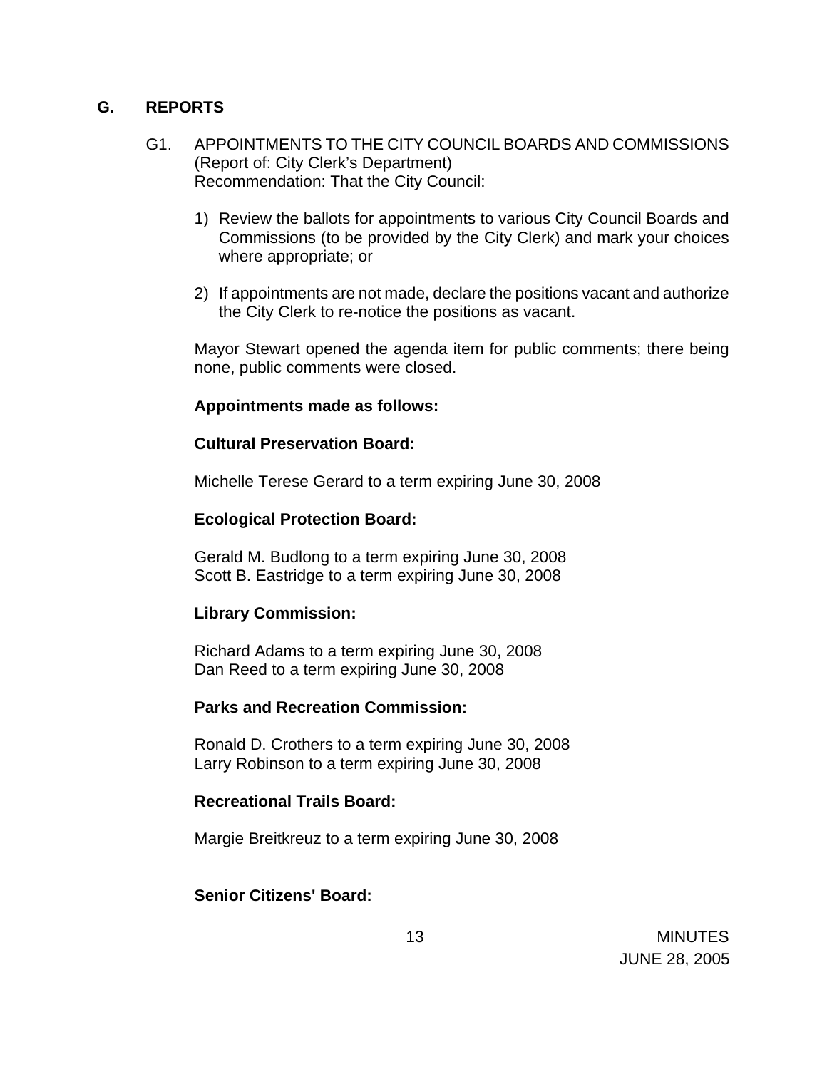## G. REPORTS

G1. APPOINTMENTS TO THE CITY COUNCIL BOARDS AND COMMISSIONS (Report of: City Clerk's Department)
Recommendation: That the City Council:

1) Review the ballots for appointments to various City Council Boards and Commissions (to be provided by the City Clerk) and mark your choices where appropriate; or

2) If appointments are not made, declare the positions vacant and authorize the City Clerk to re-notice the positions as vacant.

Mayor Stewart opened the agenda item for public comments; there being none, public comments were closed.

**Appointments made as follows:**

**Cultural Preservation Board:**

Michelle Terese Gerard to a term expiring June 30, 2008

**Ecological Protection Board:**

Gerald M. Budlong to a term expiring June 30, 2008
Scott B. Eastridge to a term expiring June 30, 2008

**Library Commission:**

Richard Adams to a term expiring June 30, 2008
Dan Reed to a term expiring June 30, 2008

**Parks and Recreation Commission:**

Ronald D. Crothers to a term expiring June 30, 2008
Larry Robinson to a term expiring June 30, 2008

**Recreational Trails Board:**

Margie Breitkreuz to a term expiring June 30, 2008

**Senior Citizens' Board:**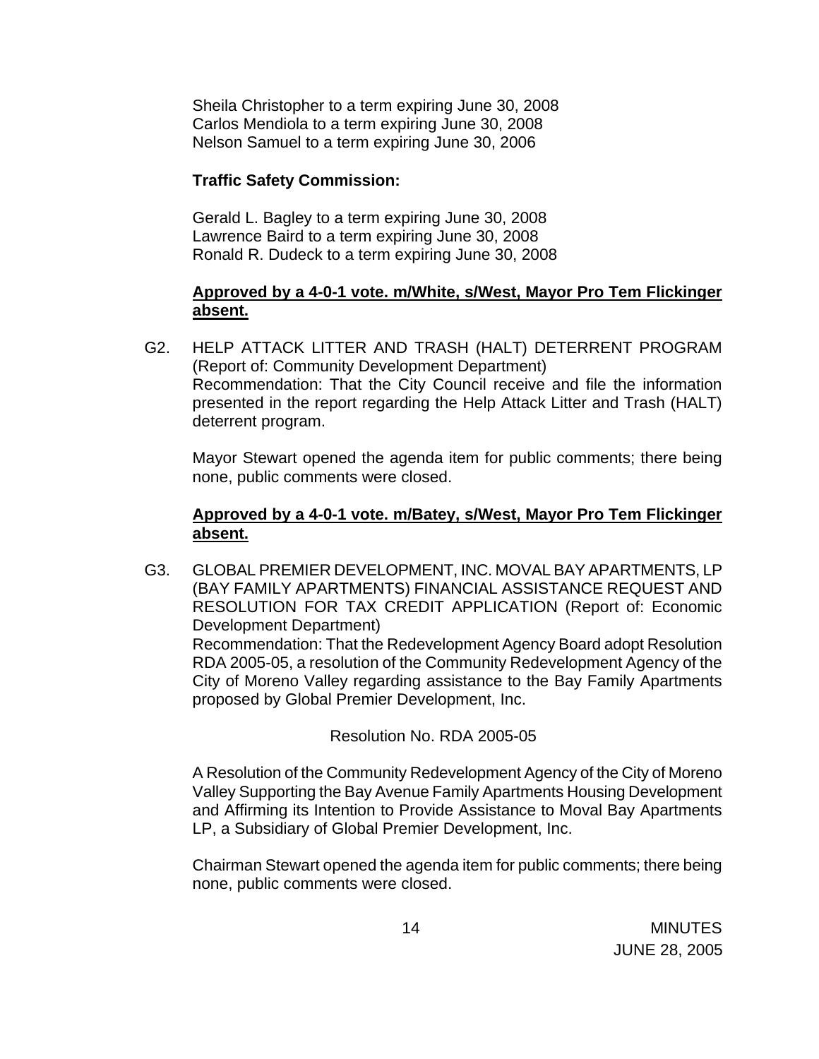Sheila Christopher to a term expiring June 30, 2008
Carlos Mendiola to a term expiring June 30, 2008
Nelson Samuel to a term expiring June 30, 2006

**Traffic Safety Commission:**

Gerald L. Bagley to a term expiring June 30, 2008
Lawrence Baird to a term expiring June 30, 2008
Ronald R. Dudeck to a term expiring June 30, 2008

**Approved by a 4-0-1 vote. m/White, s/West, Mayor Pro Tem Flickinger absent.**

G2. HELP ATTACK LITTER AND TRASH (HALT) DETERRENT PROGRAM (Report of: Community Development Department)
Recommendation: That the City Council receive and file the information presented in the report regarding the Help Attack Litter and Trash (HALT) deterrent program.

Mayor Stewart opened the agenda item for public comments; there being none, public comments were closed.

**Approved by a 4-0-1 vote. m/Batey, s/West, Mayor Pro Tem Flickinger absent.**

G3. GLOBAL PREMIER DEVELOPMENT, INC. MOVAL BAY APARTMENTS, LP (BAY FAMILY APARTMENTS) FINANCIAL ASSISTANCE REQUEST AND RESOLUTION FOR TAX CREDIT APPLICATION (Report of: Economic Development Department)
Recommendation: That the Redevelopment Agency Board adopt Resolution RDA 2005-05, a resolution of the Community Redevelopment Agency of the City of Moreno Valley regarding assistance to the Bay Family Apartments proposed by Global Premier Development, Inc.

Resolution No. RDA 2005-05

A Resolution of the Community Redevelopment Agency of the City of Moreno Valley Supporting the Bay Avenue Family Apartments Housing Development and Affirming its Intention to Provide Assistance to Moval Bay Apartments LP, a Subsidiary of Global Premier Development, Inc.

Chairman Stewart opened the agenda item for public comments; there being none, public comments were closed.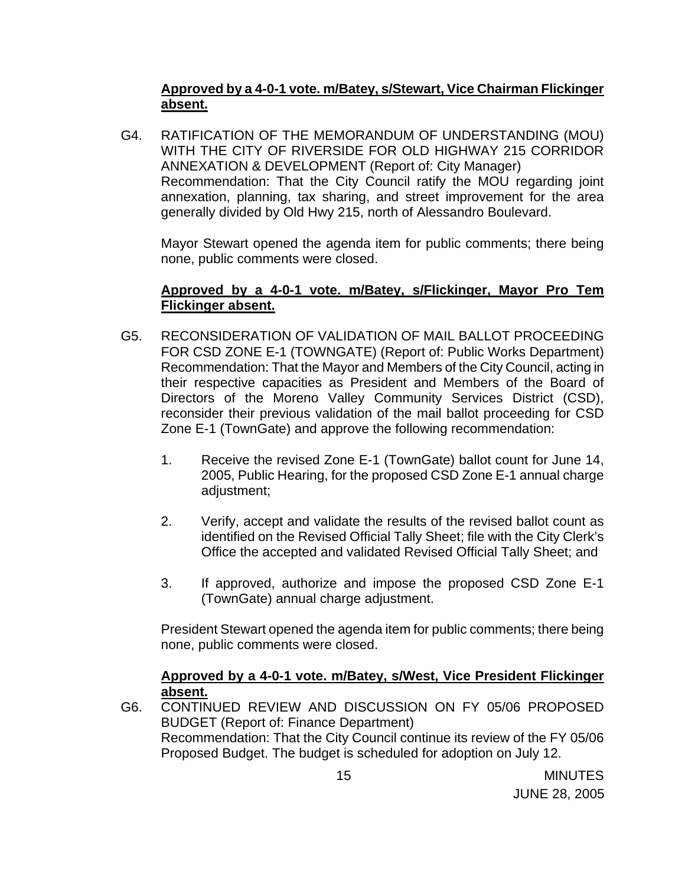**Approved by a 4-0-1 vote. m/Batey, s/Stewart, Vice Chairman Flickinger absent.**

G4. RATIFICATION OF THE MEMORANDUM OF UNDERSTANDING (MOU) WITH THE CITY OF RIVERSIDE FOR OLD HIGHWAY 215 CORRIDOR ANNEXATION & DEVELOPMENT (Report of: City Manager)
Recommendation: That the City Council ratify the MOU regarding joint annexation, planning, tax sharing, and street improvement for the area generally divided by Old Hwy 215, north of Alessandro Boulevard.

Mayor Stewart opened the agenda item for public comments; there being none, public comments were closed.

**Approved by a 4-0-1 vote. m/Batey, s/Flickinger, Mayor Pro Tem Flickinger absent.**

G5. RECONSIDERATION OF VALIDATION OF MAIL BALLOT PROCEEDING FOR CSD ZONE E-1 (TOWNGATE) (Report of: Public Works Department)
Recommendation: That the Mayor and Members of the City Council, acting in their respective capacities as President and Members of the Board of Directors of the Moreno Valley Community Services District (CSD), reconsider their previous validation of the mail ballot proceeding for CSD Zone E-1 (TownGate) and approve the following recommendation:

1. Receive the revised Zone E-1 (TownGate) ballot count for June 14, 2005, Public Hearing, for the proposed CSD Zone E-1 annual charge adjustment;

2. Verify, accept and validate the results of the revised ballot count as identified on the Revised Official Tally Sheet; file with the City Clerk's Office the accepted and validated Revised Official Tally Sheet; and

3. If approved, authorize and impose the proposed CSD Zone E-1 (TownGate) annual charge adjustment.

President Stewart opened the agenda item for public comments; there being none, public comments were closed.

**Approved by a 4-0-1 vote. m/Batey, s/West, Vice President Flickinger absent.**

G6. CONTINUED REVIEW AND DISCUSSION ON FY 05/06 PROPOSED BUDGET (Report of: Finance Department)
Recommendation: That the City Council continue its review of the FY 05/06 Proposed Budget. The budget is scheduled for adoption on July 12.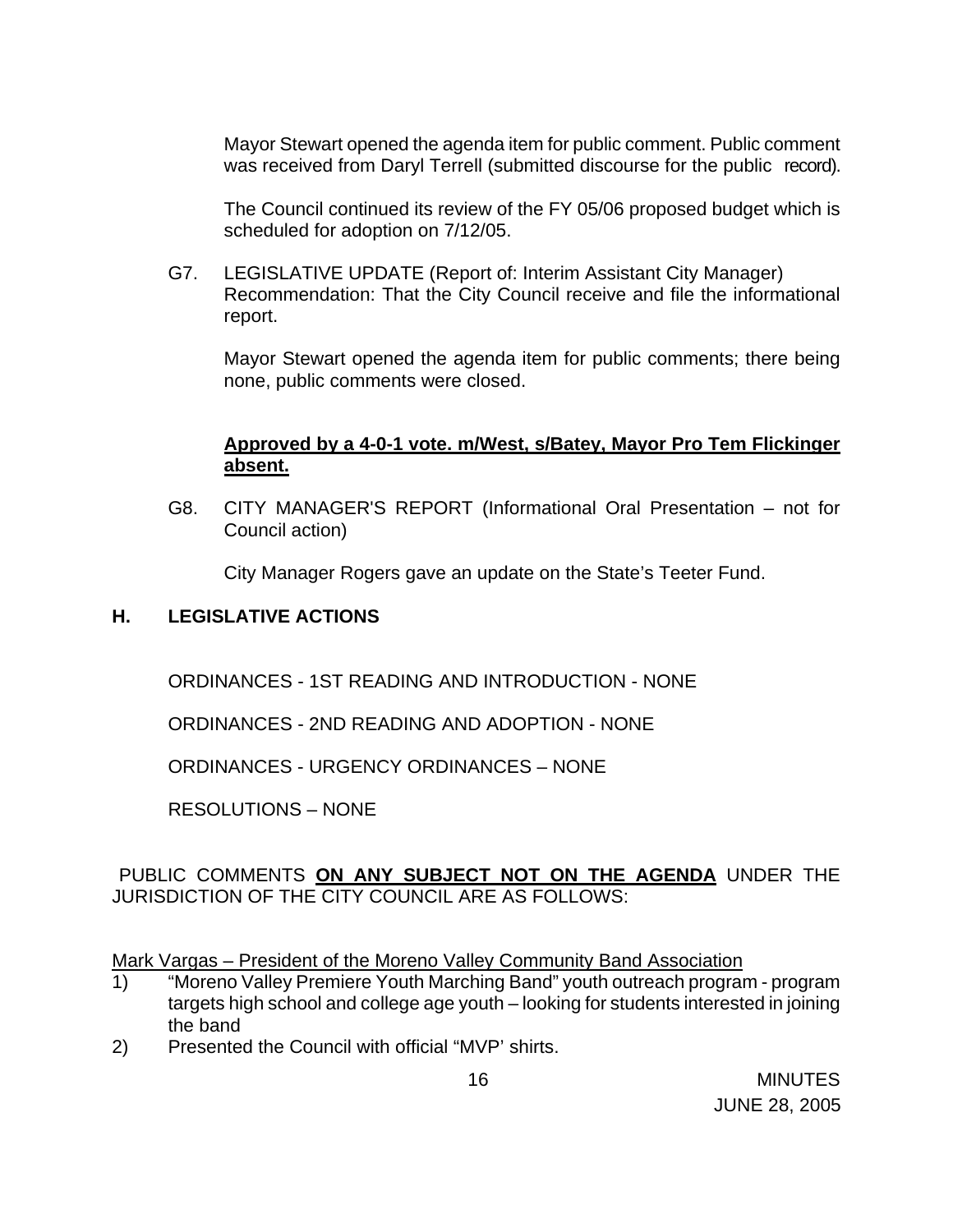Mayor Stewart opened the agenda item for public comment. Public comment was received from Daryl Terrell (submitted discourse for the public record).

The Council continued its review of the FY 05/06 proposed budget which is scheduled for adoption on 7/12/05.

G7. LEGISLATIVE UPDATE (Report of: Interim Assistant City Manager) Recommendation: That the City Council receive and file the informational report.

Mayor Stewart opened the agenda item for public comments; there being none, public comments were closed.

**Approved by a 4-0-1 vote. m/West, s/Batey, Mayor Pro Tem Flickinger absent.**

G8. CITY MANAGER'S REPORT (Informational Oral Presentation – not for Council action)

City Manager Rogers gave an update on the State's Teeter Fund.

## H. LEGISLATIVE ACTIONS

ORDINANCES - 1ST READING AND INTRODUCTION - NONE

ORDINANCES - 2ND READING AND ADOPTION - NONE

ORDINANCES - URGENCY ORDINANCES – NONE

RESOLUTIONS – NONE

PUBLIC COMMENTS **ON ANY SUBJECT NOT ON THE AGENDA** UNDER THE JURISDICTION OF THE CITY COUNCIL ARE AS FOLLOWS:

Mark Vargas – President of the Moreno Valley Community Band Association

1) "Moreno Valley Premiere Youth Marching Band" youth outreach program - program targets high school and college age youth – looking for students interested in joining the band
2) Presented the Council with official "MVP' shirts.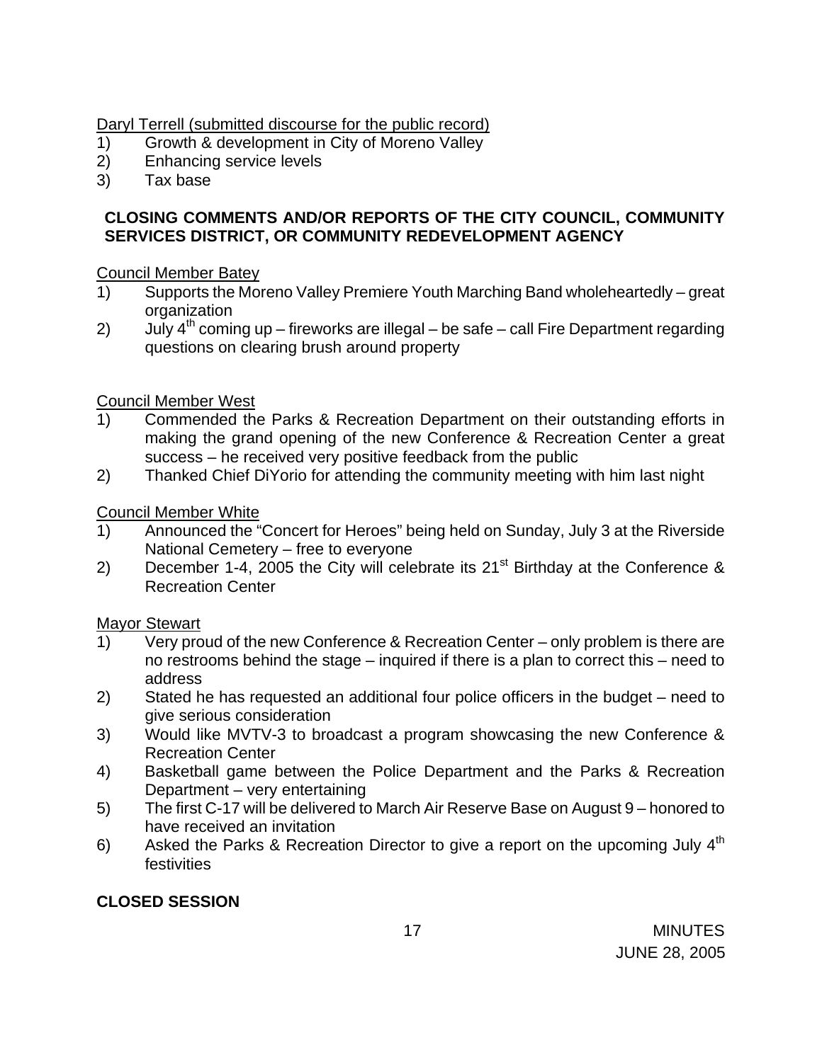Daryl Terrell (submitted discourse for the public record)

1) Growth & development in City of Moreno Valley
2) Enhancing service levels
3) Tax base

**CLOSING COMMENTS AND/OR REPORTS OF THE CITY COUNCIL, COMMUNITY SERVICES DISTRICT, OR COMMUNITY REDEVELOPMENT AGENCY**

Council Member Batey

1) Supports the Moreno Valley Premiere Youth Marching Band wholeheartedly – great organization
2) July 4th coming up – fireworks are illegal – be safe – call Fire Department regarding questions on clearing brush around property

Council Member West

1) Commended the Parks & Recreation Department on their outstanding efforts in making the grand opening of the new Conference & Recreation Center a great success – he received very positive feedback from the public
2) Thanked Chief DiYorio for attending the community meeting with him last night

Council Member White

1) Announced the "Concert for Heroes" being held on Sunday, July 3 at the Riverside National Cemetery – free to everyone
2) December 1-4, 2005 the City will celebrate its 21st Birthday at the Conference & Recreation Center

Mayor Stewart

1) Very proud of the new Conference & Recreation Center – only problem is there are no restrooms behind the stage – inquired if there is a plan to correct this – need to address
2) Stated he has requested an additional four police officers in the budget – need to give serious consideration
3) Would like MVTV-3 to broadcast a program showcasing the new Conference & Recreation Center
4) Basketball game between the Police Department and the Parks & Recreation Department – very entertaining
5) The first C-17 will be delivered to March Air Reserve Base on August 9 – honored to have received an invitation
6) Asked the Parks & Recreation Director to give a report on the upcoming July 4th festivities

**CLOSED SESSION**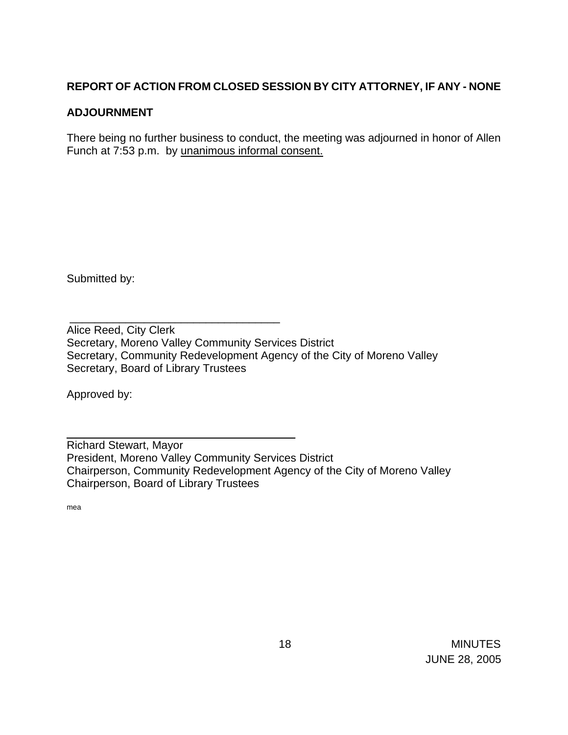**REPORT OF ACTION FROM CLOSED SESSION BY CITY ATTORNEY, IF ANY - NONE**

**ADJOURNMENT**

There being no further business to conduct, the meeting was adjourned in honor of Allen Funch at 7:53 p.m. by unanimous informal consent.

Submitted by:

\_\_\_\_\_\_\_\_\_\_\_\_\_\_\_\_\_\_\_\_\_\_\_\_\_\_\_\_\_\_\_\_\_\_\_\_
Alice Reed, City Clerk
Secretary, Moreno Valley Community Services District
Secretary, Community Redevelopment Agency of the City of Moreno Valley
Secretary, Board of Library Trustees

Approved by:

\_\_\_\_\_\_\_\_\_\_\_\_\_\_\_\_\_\_\_\_\_\_\_\_\_\_\_\_\_\_\_\_\_\_\_\_
Richard Stewart, Mayor
President, Moreno Valley Community Services District
Chairperson, Community Redevelopment Agency of the City of Moreno Valley
Chairperson, Board of Library Trustees

mea